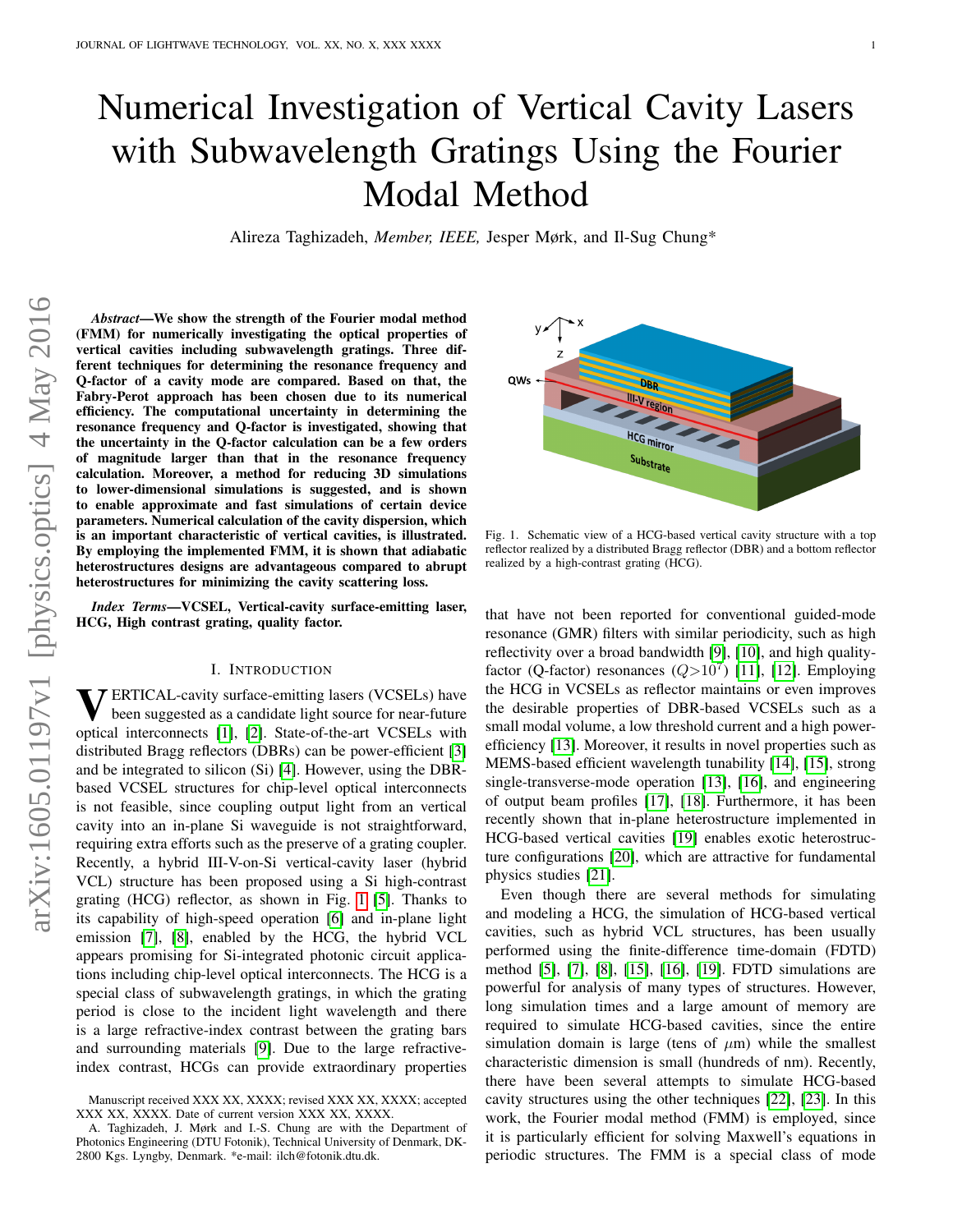# Numerical Investigation of Vertical Cavity Lasers with Subwavelength Gratings Using the Fourier Modal Method

Alireza Taghizadeh, *Member, IEEE,* Jesper Mørk, and Il-Sug Chung*

***Abstract*—We show the strength of the Fourier modal method (FMM) for numerically investigating the optical properties of vertical cavities including subwavelength gratings. Three different techniques for determining the resonance frequency and Q-factor of a cavity mode are compared. Based on that, the Fabry-Perot approach has been chosen due to its numerical efficiency. The computational uncertainty in determining the resonance frequency and Q-factor is investigated, showing that the uncertainty in the Q-factor calculation can be a few orders of magnitude larger than that in the resonance frequency calculation. Moreover, a method for reducing 3D simulations to lower-dimensional simulations is suggested, and is shown to enable approximate and fast simulations of certain device parameters. Numerical calculation of the cavity dispersion, which is an important characteristic of vertical cavities, is illustrated. By employing the implemented FMM, it is shown that adiabatic heterostructures designs are advantageous compared to abrupt heterostructures for minimizing the cavity scattering loss.**

***Index Terms*—VCSEL, High contrast grating, HCG, High contrast grating, quality factor.**

## I. Introduction

Vertical-cavity surface-emitting lasers (VCSELs) have been suggested as a candidate light source for near-future optical interconnects [1], [2]. State-of-the-art VCSELs with distributed Bragg reflectors (DBRs) can be power-efficient [3] and be integrated to silicon (Si) [4]. However, using the DBR-based VCSEL structures for chip-level optical interconnects is not feasible, since coupling output light from an vertical cavity into an in-plane Si waveguide is not straightforward, requiring extra efforts such as the preserve of a grating coupler. Recently, a hybrid III-V-on-Si vertical-cavity laser (hybrid VCL) structure has been proposed using a Si high-contrast grating (HCG) reflector, as shown in Fig. 1 [5]. Thanks to its capability of high-speed operation [6] and in-plane light emission [7], [8], enabled by the HCG, the hybrid VCL appears promising for Si-integrated photonic circuit applications including chip-level optical interconnects. The HCG is a special class of subwavelength gratings, in which the grating period is close to the incident light wavelength and there is a large refractive-index contrast between the grating bars and surrounding materials [9]. Due to the large refractive-index contrast, HCGs can provide extraordinary properties that have not been reported for conventional guided-mode resonance (GMR) filters with similar periodicity, such as high reflectivity over a broad bandwidth [9], [10], and high quality-factor (Q-factor) resonances ($Q>10^7$) [11], [12]. Employing the HCG in VCSELs as reflector maintains or even improves the desirable properties of DBR-based VCSELs such as a small modal volume, a low threshold current and a high power-efficiency [13]. Moreover, it results in novel properties such as MEMS-based efficient wavelength tunability [14], [15], strong single-transverse-mode operation [13], [16], and engineering of output beam profiles [17], [18]. Furthermore, it has been recently shown that in-plane heterostructure implemented in HCG-based vertical cavities [19] enables exotic heterostructure configurations [20], which are attractive for fundamental physics studies [21].

Fig. 1. Schematic view of a HCG-based vertical cavity structure with a top reflector realized by a distributed Bragg reflector (DBR) and a bottom reflector realized by a high-contrast grating (HCG).

Even though there are several methods for simulating and modeling a HCG, the simulation of HCG-based vertical cavities, such as hybrid VCL structures, has been usually performed using the finite-difference time-domain (FDTD) method [5], [7], [8], [15], [16], [19]. FDTD simulations are powerful for analysis of many types of structures. However, long simulation times and a large amount of memory are required to simulate HCG-based cavities, since the entire simulation domain is large (tens of $\mu$m) while the smallest characteristic dimension is small (hundreds of nm). Recently, there have been several attempts to simulate HCG-based cavity structures using the other techniques [22], [23]. In this work, the Fourier modal method (FMM) is employed, since it is particularly efficient for solving Maxwell's equations in periodic structures. The FMM is a special class of mode

Manuscript received XXX XX, XXXX; revised XXX XX, XXXX; accepted XXX XX, XXXX. Date of current version XXX XX, XXXX.

A. Taghizadeh, J. Mørk and I.-S. Chung are with the Department of Photonics Engineering (DTU Fotonik), Technical University of Denmark, DK-2800 Kgs. Lyngby, Denmark. *e-mail: ilch@fotonik.dtu.dk.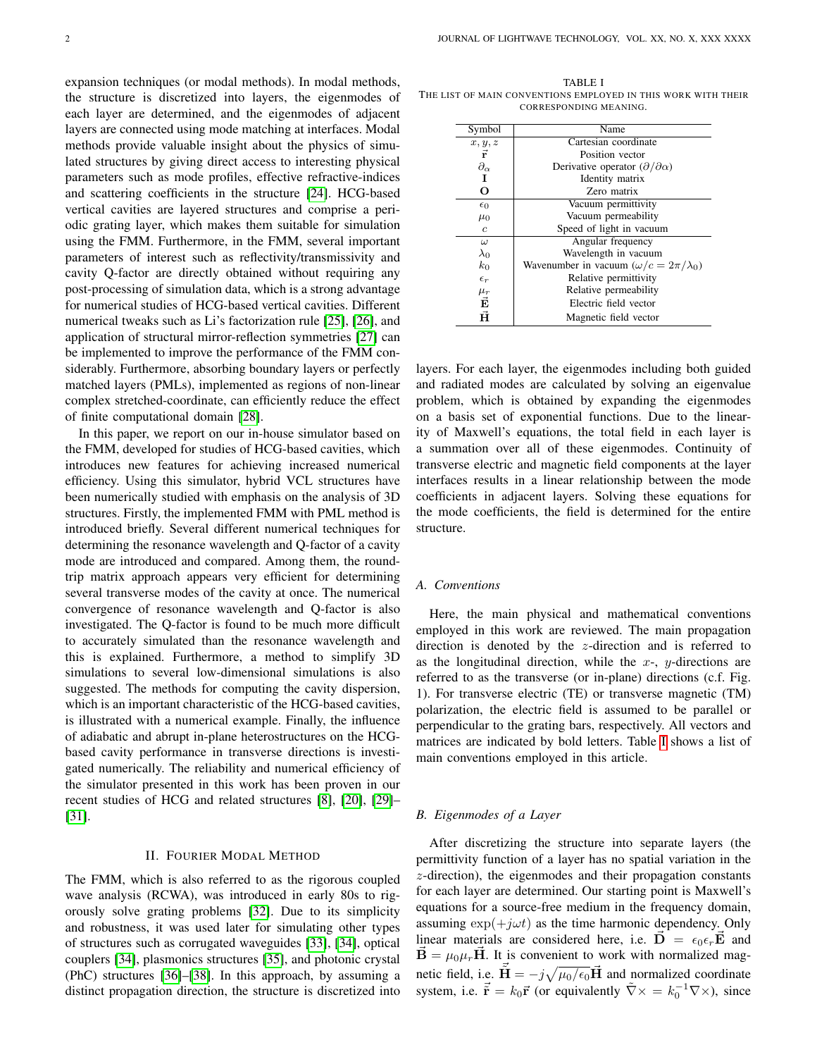expansion techniques (or modal methods). In modal methods, the structure is discretized into layers, the eigenmodes of each layer are determined, and the eigenmodes of adjacent layers are connected using mode matching at interfaces. Modal methods provide valuable insight about the physics of simulated structures by giving direct access to interesting physical parameters such as mode profiles, effective refractive-indices and scattering coefficients in the structure [24]. HCG-based vertical cavities are layered structures and comprise a periodic grating layer, which makes them suitable for simulation using the FMM. Furthermore, in the FMM, several important parameters of interest such as reflectivity/transmissivity and cavity Q-factor are directly obtained without requiring any post-processing of simulation data, which is a strong advantage for numerical studies of HCG-based vertical cavities. Different numerical tweaks such as Li's factorization rule [25], [26], and application of structural mirror-reflection symmetries [27] can be implemented to improve the performance of the FMM considerably. Furthermore, absorbing boundary layers or perfectly matched layers (PMLs), implemented as regions of non-linear complex stretched-coordinate, can efficiently reduce the effect of finite computational domain [28].

In this paper, we report on our in-house simulator based on the FMM, developed for studies of HCG-based cavities, which introduces new features for achieving increased numerical efficiency. Using this simulator, hybrid VCL structures have been numerically studied with emphasis on the analysis of 3D structures. Firstly, the implemented FMM with PML method is introduced briefly. Several different numerical techniques for determining the resonance wavelength and Q-factor of a cavity mode are introduced and compared. Among them, the round-trip matrix approach appears very efficient for determining several transverse modes of the cavity at once. The numerical convergence of resonance wavelength and Q-factor is also investigated. The Q-factor is found to be much more difficult to accurately simulated than the resonance wavelength and this is explained. Furthermore, a method to simplify 3D simulations to several low-dimensional simulations is also suggested. The methods for computing the cavity dispersion, which is an important characteristic of the HCG-based cavities, is illustrated with a numerical example. Finally, the influence of adiabatic and abrupt in-plane heterostructures on the HCG-based cavity performance in transverse directions is investigated numerically. The reliability and numerical efficiency of the simulator presented in this work has been proven in our recent studies of HCG and related structures [8], [20], [29]–[31].

## II. Fourier Modal Method

The FMM, which is also referred to as the rigorous coupled wave analysis (RCWA), was introduced in early 80s to rigorously solve grating problems [32]. Due to its simplicity and robustness, it was used later for simulating other types of structures such as corrugated waveguides [33], [34], optical couplers [34], plasmonics structures [35], and photonic crystal (PhC) structures [36]–[38]. In this approach, by assuming a distinct propagation direction, the structure is discretized into layers. For each layer, the eigenmodes including both guided and radiated modes are calculated by solving an eigenvalue problem, which is obtained by expanding the eigenmodes on a basis set of exponential functions. Due to the linearity of Maxwell's equations, the total field in each layer is a summation over all of these eigenmodes. Continuity of transverse electric and magnetic field components at the layer interfaces results in a linear relationship between the mode coefficients in adjacent layers. Solving these equations for the mode coefficients, the field is determined for the entire structure.

TABLE I
The list of main conventions employed in this work with their corresponding meaning.

| Symbol | Name |
|---|---|
| $x, y, z$ | Cartesian coordinate |
| $\vec{\mathbf{r}}$ | Position vector |
| $\partial_\alpha$ | Derivative operator ($\partial/\partial\alpha$) |
| $\mathbf{I}$ | Identity matrix |
| $\mathbf{O}$ | Zero matrix |
| $\epsilon_0$ | Vacuum permittivity |
| $\mu_0$ | Vacuum permeability |
| $c$ | Speed of light in vacuum |
| $\omega$ | Angular frequency |
| $\lambda_0$ | Wavelength in vacuum |
| $k_0$ | Wavenumber in vacuum ($\omega/c = 2\pi/\lambda_0$) |
| $\epsilon_r$ | Relative permittivity |
| $\mu_r$ | Relative permeability |
| $\vec{\mathbf{E}}$ | Electric field vector |
| $\vec{\mathbf{H}}$ | Magnetic field vector |

### A. Conventions

Here, the main physical and mathematical conventions employed in this work are reviewed. The main propagation direction is denoted by the $z$-direction and is referred to as the longitudinal direction, while the $x$-, $y$-directions are referred to as the transverse (or in-plane) directions (c.f. Fig. 1). For transverse electric (TE) or transverse magnetic (TM) polarization, the electric field is assumed to be parallel or perpendicular to the grating bars, respectively. All vectors and matrices are indicated by bold letters. Table I shows a list of main conventions employed in this article.

### B. Eigenmodes of a Layer

After discretizing the structure into separate layers (the permittivity function of a layer has no spatial variation in the $z$-direction), the eigenmodes and their propagation constants for each layer are determined. Our starting point is Maxwell's equations for a source-free medium in the frequency domain, assuming $\exp(+j\omega t)$ as the time harmonic dependency. Only linear materials are considered here, i.e. $\vec{\mathbf{D}} = \epsilon_0\epsilon_r\vec{\mathbf{E}}$ and $\vec{\mathbf{B}} = \mu_0\mu_r\vec{\mathbf{H}}$. It is convenient to work with normalized magnetic field, i.e. $\vec{\tilde{\mathbf{H}}} = -j\sqrt{\mu_0/\epsilon_0}\vec{\mathbf{H}}$ and normalized coordinate system, i.e. $\vec{\tilde{\mathbf{r}}} = k_0\vec{\mathbf{r}}$ (or equivalently $\tilde{\nabla}\times = k_0^{-1}\nabla\times$), since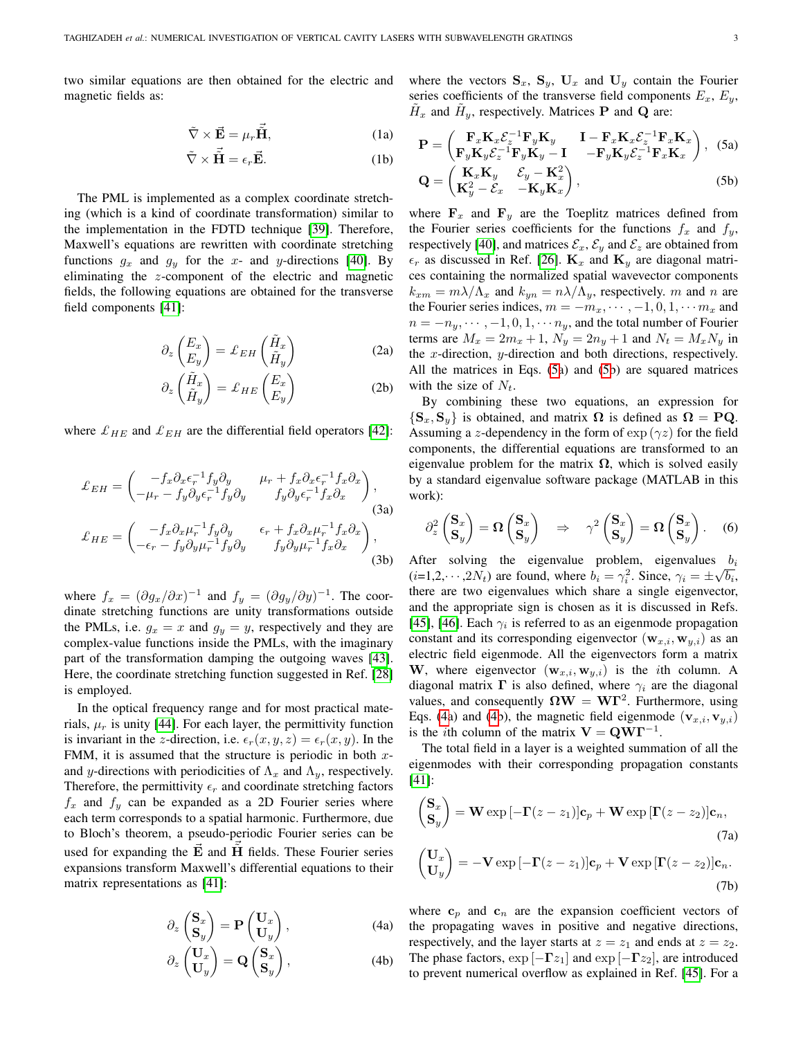two similar equations are then obtained for the electric and magnetic fields as:

$$\tilde{\nabla} \times \vec{\mathbf{E}} = \mu_r \vec{\tilde{\mathbf{H}}}, \tag{1a}$$

$$\tilde{\nabla} \times \vec{\tilde{\mathbf{H}}} = \epsilon_r \vec{\mathbf{E}}. \tag{1b}$$

The PML is implemented as a complex coordinate stretching (which is a kind of coordinate transformation) similar to the implementation in the FDTD technique [39]. Therefore, Maxwell's equations are rewritten with coordinate stretching functions $g_x$ and $g_y$ for the $x$- and $y$-directions [40]. By eliminating the $z$-component of the electric and magnetic fields, the following equations are obtained for the transverse field components [41]:

$$\partial_z \begin{pmatrix} E_x \\ E_y \end{pmatrix} = \mathcal{L}_{EH} \begin{pmatrix} \tilde{H}_x \\ \tilde{H}_y \end{pmatrix} \tag{2a}$$

$$\partial_z \begin{pmatrix} \tilde{H}_x \\ \tilde{H}_y \end{pmatrix} = \mathcal{L}_{HE} \begin{pmatrix} E_x \\ E_y \end{pmatrix} \tag{2b}$$

where $\mathcal{L}_{HE}$ and $\mathcal{L}_{EH}$ are the differential field operators [42]:

$$\mathcal{L}_{EH} = \begin{pmatrix} -f_x \partial_x \epsilon_r^{-1} f_y \partial_y & \mu_r + f_x \partial_x \epsilon_r^{-1} f_x \partial_x \\ -\mu_r - f_y \partial_y \epsilon_r^{-1} f_y \partial_y & f_y \partial_y \epsilon_r^{-1} f_x \partial_x \end{pmatrix}, \tag{3a}$$

$$\mathcal{L}_{HE} = \begin{pmatrix} -f_x \partial_x \mu_r^{-1} f_y \partial_y & \epsilon_r + f_x \partial_x \mu_r^{-1} f_x \partial_x \\ -\epsilon_r - f_y \partial_y \mu_r^{-1} f_y \partial_y & f_y \partial_y \mu_r^{-1} f_x \partial_x \end{pmatrix}, \tag{3b}$$

where $f_x = (\partial g_x / \partial x)^{-1}$ and $f_y = (\partial g_y / \partial y)^{-1}$. The coordinate stretching functions are unity transformations outside the PMLs, i.e. $g_x = x$ and $g_y = y$, respectively and they are complex-value functions inside the PMLs, with the imaginary part of the transformation damping the outgoing waves [43]. Here, the coordinate stretching function suggested in Ref. [28] is employed.

In the optical frequency range and for most practical materials, $\mu_r$ is unity [44]. For each layer, the permittivity function is invariant in the $z$-direction, i.e. $\epsilon_r(x, y, z) = \epsilon_r(x, y)$. In the FMM, it is assumed that the structure is periodic in both $x$- and $y$-directions with periodicities of $\Lambda_x$ and $\Lambda_y$, respectively. Therefore, the permittivity $\epsilon_r$ and coordinate stretching factors $f_x$ and $f_y$ can be expanded as a 2D Fourier series where each term corresponds to a spatial harmonic. Furthermore, due to Bloch's theorem, a pseudo-periodic Fourier series can be used for expanding the $\vec{\mathbf{E}}$ and $\vec{\tilde{\mathbf{H}}}$ fields. These Fourier series expansions transform Maxwell's differential equations to their matrix representations as [41]:

$$\partial_z \begin{pmatrix} \mathbf{S}_x \\ \mathbf{S}_y \end{pmatrix} = \mathbf{P} \begin{pmatrix} \mathbf{U}_x \\ \mathbf{U}_y \end{pmatrix}, \tag{4a}$$

$$\partial_z \begin{pmatrix} \mathbf{U}_x \\ \mathbf{U}_y \end{pmatrix} = \mathbf{Q} \begin{pmatrix} \mathbf{S}_x \\ \mathbf{S}_y \end{pmatrix}, \tag{4b}$$

where the vectors $\mathbf{S}_x$, $\mathbf{S}_y$, $\mathbf{U}_x$ and $\mathbf{U}_y$ contain the Fourier series coefficients of the transverse field components $E_x$, $E_y$, $\tilde{H}_x$ and $\tilde{H}_y$, respectively. Matrices $\mathbf{P}$ and $\mathbf{Q}$ are:

$$\mathbf{P} = \begin{pmatrix} \mathbf{F}_x \mathbf{K}_x \mathcal{E}_z^{-1} \mathbf{F}_y \mathbf{K}_y & \mathbf{I} - \mathbf{F}_x \mathbf{K}_x \mathcal{E}_z^{-1} \mathbf{F}_x \mathbf{K}_x \\ \mathbf{F}_y \mathbf{K}_y \mathcal{E}_z^{-1} \mathbf{F}_y \mathbf{K}_y - \mathbf{I} & -\mathbf{F}_y \mathbf{K}_y \mathcal{E}_z^{-1} \mathbf{F}_x \mathbf{K}_x \end{pmatrix}, \tag{5a}$$

$$\mathbf{Q} = \begin{pmatrix} \mathbf{K}_x \mathbf{K}_y & \mathcal{E}_y - \mathbf{K}_x^2 \\ \mathbf{K}_y^2 - \mathcal{E}_x & -\mathbf{K}_y \mathbf{K}_x \end{pmatrix}, \tag{5b}$$

where $\mathbf{F}_x$ and $\mathbf{F}_y$ are the Toeplitz matrices defined from the Fourier series coefficients for the functions $f_x$ and $f_y$, respectively [40], and matrices $\mathcal{E}_x$, $\mathcal{E}_y$ and $\mathcal{E}_z$ are obtained from $\epsilon_r$ as discussed in Ref. [26]. $\mathbf{K}_x$ and $\mathbf{K}_y$ are diagonal matrices containing the normalized spatial wavevector components $k_{xm} = m\lambda/\Lambda_x$ and $k_{yn} = n\lambda/\Lambda_y$, respectively. $m$ and $n$ are the Fourier series indices, $m = -m_x, \cdots, -1, 0, 1, \cdots m_x$ and $n = -n_y, \cdots, -1, 0, 1, \cdots n_y$, and the total number of Fourier terms are $M_x = 2m_x + 1$, $N_y = 2n_y + 1$ and $N_t = M_x N_y$ in the $x$-direction, $y$-direction and both directions, respectively. All the matrices in Eqs. (5a) and (5b) are squared matrices with the size of $N_t$.

By combining these two equations, an expression for $\{\mathbf{S}_x, \mathbf{S}_y\}$ is obtained, and matrix $\mathbf{\Omega}$ is defined as $\mathbf{\Omega} = \mathbf{PQ}$. Assuming a $z$-dependency in the form of $\exp(\gamma z)$ for the field components, the differential equations are transformed to an eigenvalue problem for the matrix $\mathbf{\Omega}$, which is solved easily by a standard eigenvalue software package (MATLAB in this work):

$$\partial_z^2 \begin{pmatrix} \mathbf{S}_x \\ \mathbf{S}_y \end{pmatrix} = \mathbf{\Omega} \begin{pmatrix} \mathbf{S}_x \\ \mathbf{S}_y \end{pmatrix} \quad \Rightarrow \quad \gamma^2 \begin{pmatrix} \mathbf{S}_x \\ \mathbf{S}_y \end{pmatrix} = \mathbf{\Omega} \begin{pmatrix} \mathbf{S}_x \\ \mathbf{S}_y \end{pmatrix}. \tag{6}$$

After solving the eigenvalue problem, eigenvalues $b_i$ ($i$=1,2,$\cdots$,$2N_t$) are found, where $b_i = \gamma_i^2$. Since, $\gamma_i = \pm\sqrt{b_i}$, there are two eigenvalues which share a single eigenvector, and the appropriate sign is chosen as it is discussed in Refs. [45], [46]. Each $\gamma_i$ is referred to as an eigenmode propagation constant and its corresponding eigenvector $(\mathbf{w}_{x,i}, \mathbf{w}_{y,i})$ as an electric field eigenmode. All the eigenvectors form a matrix $\mathbf{W}$, where eigenvector $(\mathbf{w}_{x,i}, \mathbf{w}_{y,i})$ is the $i$th column. A diagonal matrix $\mathbf{\Gamma}$ is also defined, where $\gamma_i$ are the diagonal values, and consequently $\mathbf{\Omega W} = \mathbf{W\Gamma}^2$. Furthermore, using Eqs. (4a) and (4b), the magnetic field eigenmode $(\mathbf{v}_{x,i}, \mathbf{v}_{y,i})$ is the $i$th column of the matrix $\mathbf{V} = \mathbf{QW\Gamma}^{-1}$.

The total field in a layer is a weighted summation of all the eigenmodes with their corresponding propagation constants [41]:

$$\begin{pmatrix} \mathbf{S}_x \\ \mathbf{S}_y \end{pmatrix} = \mathbf{W} \exp\left[-\mathbf{\Gamma}(z - z_1)\right]\mathbf{c}_p + \mathbf{W} \exp\left[\mathbf{\Gamma}(z - z_2)\right]\mathbf{c}_n, \tag{7a}$$

$$\begin{pmatrix} \mathbf{U}_x \\ \mathbf{U}_y \end{pmatrix} = -\mathbf{V} \exp\left[-\mathbf{\Gamma}(z - z_1)\right]\mathbf{c}_p + \mathbf{V} \exp\left[\mathbf{\Gamma}(z - z_2)\right]\mathbf{c}_n. \tag{7b}$$

where $\mathbf{c}_p$ and $\mathbf{c}_n$ are the expansion coefficient vectors of the propagating waves in positive and negative directions, respectively, and the layer starts at $z = z_1$ and ends at $z = z_2$. The phase factors, $\exp\left[-\mathbf{\Gamma} z_1\right]$ and $\exp\left[-\mathbf{\Gamma} z_2\right]$, are introduced to prevent numerical overflow as explained in Ref. [45]. For a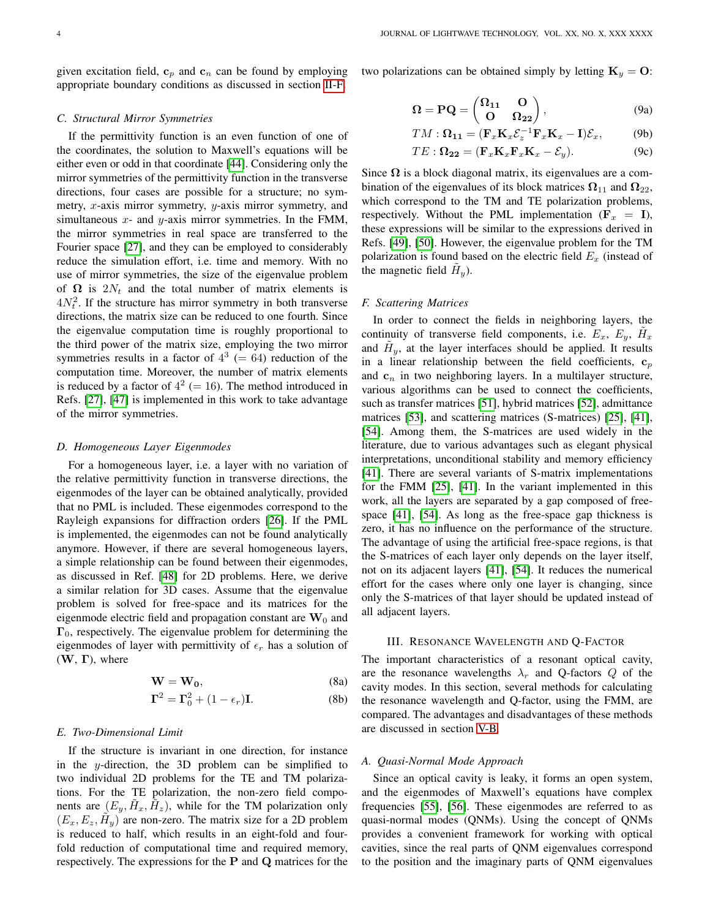given excitation field, $\mathbf{c}_p$ and $\mathbf{c}_n$ can be found by employing appropriate boundary conditions as discussed in section II-F.

### C. Structural Mirror Symmetries

If the permittivity function is an even function of one of the coordinates, the solution to Maxwell's equations will be either even or odd in that coordinate [44]. Considering only the mirror symmetries of the permittivity function in the transverse directions, four cases are possible for a structure; no symmetry, $x$-axis mirror symmetry, $y$-axis mirror symmetry, and simultaneous $x$- and $y$-axis mirror symmetries. In the FMM, the mirror symmetries in real space are transferred to the Fourier space [27], and they can be employed to considerably reduce the simulation effort, i.e. time and memory. With no use of mirror symmetries, the size of the eigenvalue problem of $\mathbf{\Omega}$ is $2N_t$ and the total number of matrix elements is $4N_t^2$. If the structure has mirror symmetry in both transverse directions, the matrix size can be reduced to one fourth. Since the eigenvalue computation time is roughly proportional to the third power of the matrix size, employing the two mirror symmetries results in a factor of $4^3$ $(= 64)$ reduction of the computation time. Moreover, the number of matrix elements is reduced by a factor of $4^2$ $(= 16)$. The method introduced in Refs. [27], [47] is implemented in this work to take advantage of the mirror symmetries.

### D. Homogeneous Layer Eigenmodes

For a homogeneous layer, i.e. a layer with no variation of the relative permittivity function in transverse directions, the eigenmodes of the layer can be obtained analytically, provided that no PML is included. These eigenmodes correspond to the Rayleigh expansions for diffraction orders [26]. If the PML is implemented, the eigenmodes can not be found analytically anymore. However, if there are several homogeneous layers, a simple relationship can be found between their eigenmodes, as discussed in Ref. [48] for 2D problems. Here, we derive a similar relation for 3D cases. Assume that the eigenvalue problem is solved for free-space and its matrices for the eigenmode electric field and propagation constant are $\mathbf{W}_0$ and $\mathbf{\Gamma}_0$, respectively. The eigenvalue problem for determining the eigenmodes of layer with permittivity of $\epsilon_r$ has a solution of ($\mathbf{W}$, $\mathbf{\Gamma}$), where

$$\mathbf{W} = \mathbf{W_0}, \tag{8a}$$

$$\mathbf{\Gamma}^2 = \mathbf{\Gamma}_0^2 + (1 - \epsilon_r)\mathbf{I}. \tag{8b}$$

### E. Two-Dimensional Limit

If the structure is invariant in one direction, for instance in the $y$-direction, the 3D problem can be simplified to two individual 2D problems for the TE and TM polarizations. For the TE polarization, the non-zero field components are $(E_y, \tilde{H}_x, \tilde{H}_z)$, while for the TM polarization only $(E_x, E_z, \tilde{H}_y)$ are non-zero. The matrix size for a 2D problem is reduced to half, which results in an eight-fold and four-fold reduction of computational time and required memory, respectively. The expressions for the $\mathbf{P}$ and $\mathbf{Q}$ matrices for the two polarizations can be obtained simply by letting $\mathbf{K}_y = \mathbf{O}$:

$$\mathbf{\Omega} = \mathbf{PQ} = \begin{pmatrix} \mathbf{\Omega_{11}} & \mathbf{O} \\ \mathbf{O} & \mathbf{\Omega_{22}} \end{pmatrix}, \tag{9a}$$

$$TM : \mathbf{\Omega_{11}} = (\mathbf{F}_x\mathbf{K}_x\mathcal{E}_z^{-1}\mathbf{F}_x\mathbf{K}_x - \mathbf{I})\mathcal{E}_x, \tag{9b}$$

$$TE : \mathbf{\Omega_{22}} = (\mathbf{F}_x\mathbf{K}_x\mathbf{F}_x\mathbf{K}_x - \mathcal{E}_y). \tag{9c}$$

Since $\mathbf{\Omega}$ is a block diagonal matrix, its eigenvalues are a combination of the eigenvalues of its block matrices $\mathbf{\Omega}_{11}$ and $\mathbf{\Omega}_{22}$, which correspond to the TM and TE polarization problems, respectively. Without the PML implementation ($\mathbf{F}_x = \mathbf{I}$), these expressions will be similar to the expressions derived in Refs. [49], [50]. However, the eigenvalue problem for the TM polarization is found based on the electric field $E_x$ (instead of the magnetic field $\tilde{H}_y$).

### F. Scattering Matrices

In order to connect the fields in neighboring layers, the continuity of transverse field components, i.e. $E_x$, $E_y$, $\tilde{H}_x$ and $\tilde{H}_y$, at the layer interfaces should be applied. It results in a linear relationship between the field coefficients, $\mathbf{c}_p$ and $\mathbf{c}_n$ in two neighboring layers. In a multilayer structure, various algorithms can be used to connect the coefficients, such as transfer matrices [51], hybrid matrices [52], admittance matrices [53], and scattering matrices (S-matrices) [25], [41], [54]. Among them, the S-matrices are used widely in the literature, due to various advantages such as elegant physical interpretations, unconditional stability and memory efficiency [41]. There are several variants of S-matrix implementations for the FMM [25], [41]. In the variant implemented in this work, all the layers are separated by a gap composed of free-space [41], [54]. As long as the free-space gap thickness is zero, it has no influence on the performance of the structure. The advantage of using the artificial free-space regions, is that the S-matrices of each layer only depends on the layer itself, not on its adjacent layers [41], [54]. It reduces the numerical effort for the cases where only one layer is changing, since only the S-matrices of that layer should be updated instead of all adjacent layers.

## III. Resonance Wavelength and Q-Factor

The important characteristics of a resonant optical cavity, are the resonance wavelengths $\lambda_r$ and Q-factors $Q$ of the cavity modes. In this section, several methods for calculating the resonance wavelength and Q-factor, using the FMM, are compared. The advantages and disadvantages of these methods are discussed in section V-B.

### A. Quasi-Normal Mode Approach

Since an optical cavity is leaky, it forms an open system, and the eigenmodes of Maxwell's equations have complex frequencies [55], [56]. These eigenmodes are referred to as quasi-normal modes (QNMs). Using the concept of QNMs provides a convenient framework for working with optical cavities, since the real parts of QNM eigenvalues correspond to the position and the imaginary parts of QNM eigenvalues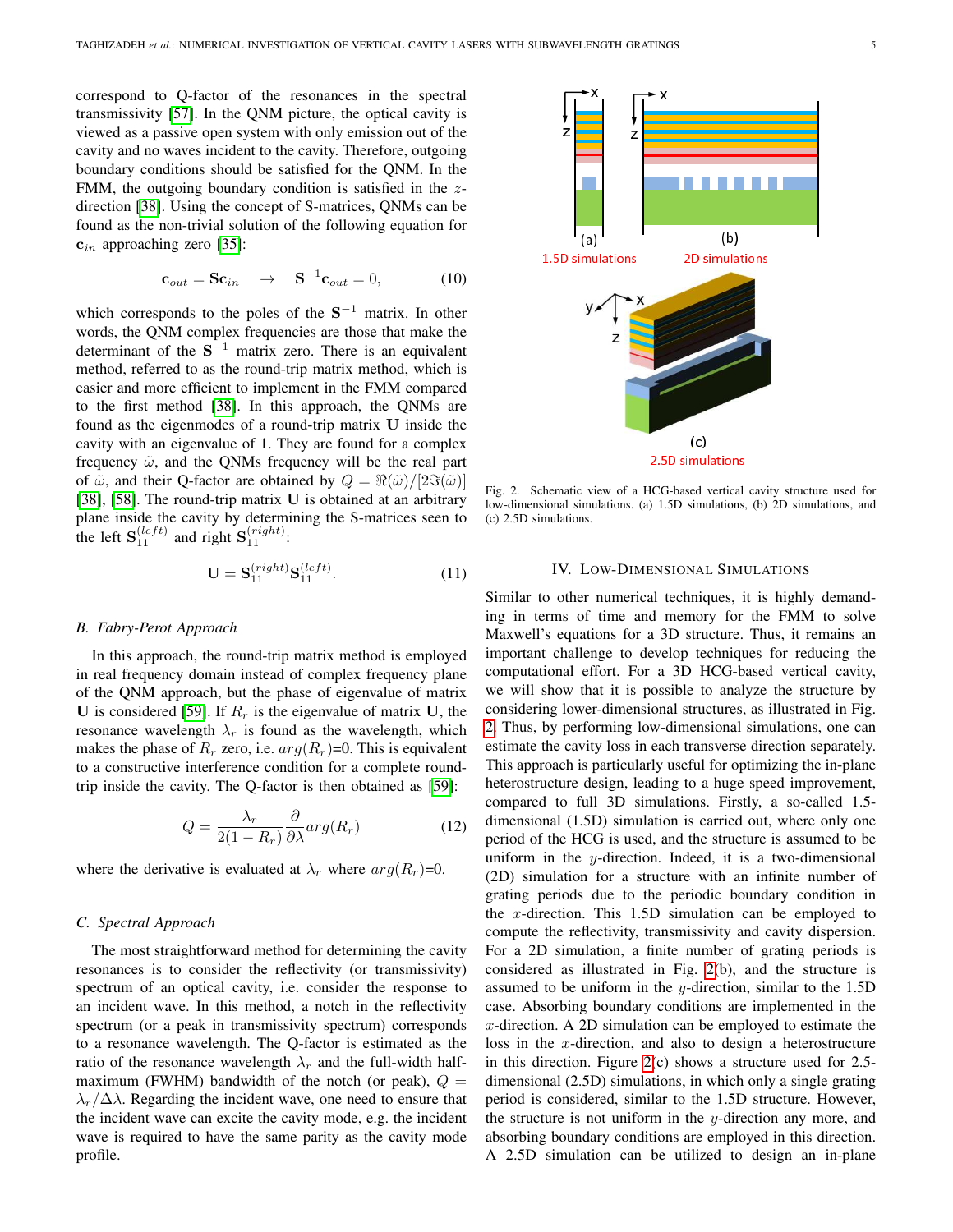correspond to Q-factor of the resonances in the spectral transmissivity [57]. In the QNM picture, the optical cavity is viewed as a passive open system with only emission out of the cavity and no waves incident to the cavity. Therefore, outgoing boundary conditions should be satisfied for the QNM. In the FMM, the outgoing boundary condition is satisfied in the $z$-direction [38]. Using the concept of S-matrices, QNMs can be found as the non-trivial solution of the following equation for $\mathbf{c}_{in}$ approaching zero [35]:

$$\mathbf{c}_{out} = \mathbf{S}\mathbf{c}_{in} \quad \rightarrow \quad \mathbf{S}^{-1}\mathbf{c}_{out} = 0, \tag{10}$$

which corresponds to the poles of the $\mathbf{S}^{-1}$ matrix. In other words, the QNM complex frequencies are those that make the determinant of the $\mathbf{S}^{-1}$ matrix zero. There is an equivalent method, referred to as the round-trip matrix method, which is easier and more efficient to implement in the FMM compared to the first method [38]. In this approach, the QNMs are found as the eigenmodes of a round-trip matrix $\mathbf{U}$ inside the cavity with an eigenvalue of 1. They are found for a complex frequency $\tilde{\omega}$, and the QNMs frequency will be the real part of $\tilde{\omega}$, and their Q-factor are obtained by $Q = \Re(\tilde{\omega})/[2\Im(\tilde{\omega})]$ [38], [58]. The round-trip matrix $\mathbf{U}$ is obtained at an arbitrary plane inside the cavity by determining the S-matrices seen to the left $\mathbf{S}_{11}^{(left)}$ and right $\mathbf{S}_{11}^{(right)}$:

$$\mathbf{U} = \mathbf{S}_{11}^{(right)}\mathbf{S}_{11}^{(left)}. \tag{11}$$

### B. Fabry-Perot Approach

In this approach, the round-trip matrix method is employed in real frequency domain instead of complex frequency plane of the QNM approach, but the phase of eigenvalue of matrix $\mathbf{U}$ is considered [59]. If $R_r$ is the eigenvalue of matrix $\mathbf{U}$, the resonance wavelength $\lambda_r$ is found as the wavelength, which makes the phase of $R_r$ zero, i.e. $arg(R_r)$=0. This is equivalent to a constructive interference condition for a complete round-trip inside the cavity. The Q-factor is then obtained as [59]:

$$Q = \frac{\lambda_r}{2(1-R_r)}\frac{\partial}{\partial\lambda}arg(R_r) \tag{12}$$

where the derivative is evaluated at $\lambda_r$ where $arg(R_r)$=0.

### C. Spectral Approach

The most straightforward method for determining the cavity resonances is to consider the reflectivity (or transmissivity) spectrum of an optical cavity, i.e. consider the response to an incident wave. In this method, a notch in the reflectivity spectrum (or a peak in transmissivity spectrum) corresponds to a resonance wavelength. The Q-factor is estimated as the ratio of the resonance wavelength $\lambda_r$ and the full-width half-maximum (FWHM) bandwidth of the notch (or peak), $Q = \lambda_r/\Delta\lambda$. Regarding the incident wave, one need to ensure that the incident wave can excite the cavity mode, e.g. the incident wave is required to have the same parity as the cavity mode profile.

Fig. 2. Schematic view of a HCG-based vertical cavity structure used for low-dimensional simulations. (a) 1.5D simulations, (b) 2D simulations, and (c) 2.5D simulations.

## IV. Low-Dimensional Simulations

Similar to other numerical techniques, it is highly demanding in terms of time and memory for the FMM to solve Maxwell's equations for a 3D structure. Thus, it remains an important challenge to develop techniques for reducing the computational effort. For a 3D HCG-based vertical cavity, we will show that it is possible to analyze the structure by considering lower-dimensional structures, as illustrated in Fig. 2. Thus, by performing low-dimensional simulations, one can estimate the cavity loss in each transverse direction separately. This approach is particularly useful for optimizing the in-plane heterostructure design, leading to a huge speed improvement, compared to full 3D simulations. Firstly, a so-called 1.5-dimensional (1.5D) simulation is carried out, where only one period of the HCG is used, and the structure is assumed to be uniform in the $y$-direction. Indeed, it is a two-dimensional (2D) simulation for a structure with an infinite number of grating periods due to the periodic boundary condition in the $x$-direction. This 1.5D simulation can be employed to compute the reflectivity, transmissivity and cavity dispersion. For a 2D simulation, a finite number of grating periods is considered as illustrated in Fig. 2(b), and the structure is assumed to be uniform in the $y$-direction, similar to the 1.5D case. Absorbing boundary conditions are implemented in the $x$-direction. A 2D simulation can be employed to estimate the loss in the $x$-direction, and also to design a heterostructure in this direction. Figure 2(c) shows a structure used for 2.5-dimensional (2.5D) simulations, in which only a single grating period is considered, similar to the 1.5D structure. However, the structure is not uniform in the $y$-direction any more, and absorbing boundary conditions are employed in this direction. A 2.5D simulation can be utilized to design an in-plane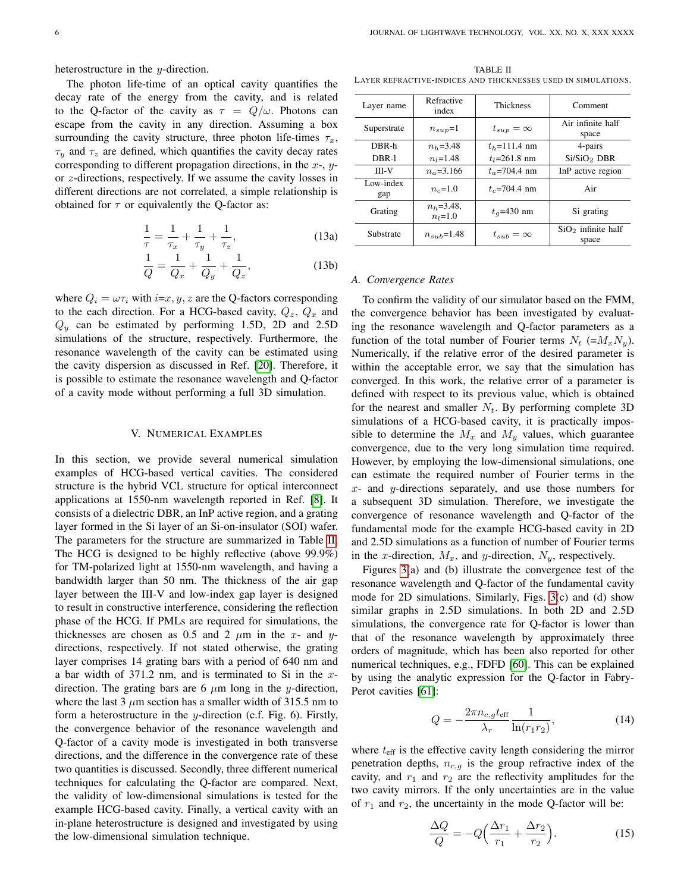heterostructure in the $y$-direction.

The photon life-time of an optical cavity quantifies the decay rate of the energy from the cavity, and is related to the Q-factor of the cavity as $\tau = Q/\omega$. Photons can escape from the cavity in any direction. Assuming a box surrounding the cavity structure, three photon life-times $\tau_x$, $\tau_y$ and $\tau_z$ are defined, which quantifies the cavity decay rates corresponding to different propagation directions, in the $x$-, $y$- or $z$-directions, respectively. If we assume the cavity losses in different directions are not correlated, a simple relationship is obtained for $\tau$ or equivalently the Q-factor as:

$$\frac{1}{\tau} = \frac{1}{\tau_x} + \frac{1}{\tau_y} + \frac{1}{\tau_z}, \tag{13a}$$

$$\frac{1}{Q} = \frac{1}{Q_x} + \frac{1}{Q_y} + \frac{1}{Q_z}, \tag{13b}$$

where $Q_i = \omega\tau_i$ with $i$=$x, y, z$ are the Q-factors corresponding to the each direction. For a HCG-based cavity, $Q_z$, $Q_x$ and $Q_y$ can be estimated by performing 1.5D, 2D and 2.5D simulations of the structure, respectively. Furthermore, the resonance wavelength of the cavity can be estimated using the cavity dispersion as discussed in Ref. [20]. Therefore, it is possible to estimate the resonance wavelength and Q-factor of a cavity mode without performing a full 3D simulation.

## V. Numerical Examples

In this section, we provide several numerical simulation examples of HCG-based vertical cavities. The considered structure is the hybrid VCL structure for optical interconnect applications at 1550-nm wavelength reported in Ref. [8]. It consists of a dielectric DBR, an InP active region, and a grating layer formed in the Si layer of an Si-on-insulator (SOI) wafer. The parameters for the structure are summarized in Table II. The HCG is designed to be highly reflective (above 99.9%) for TM-polarized light at 1550-nm wavelength, and having a bandwidth larger than 50 nm. The thickness of the air gap layer between the III-V and low-index gap layer is designed to result in constructive interference, considering the reflection phase of the HCG. If PMLs are required for simulations, the thicknesses are chosen as 0.5 and 2 $\mu$m in the $x$- and $y$-directions, respectively. If not stated otherwise, the grating layer comprises 14 grating bars with a period of 640 nm and a bar width of 371.2 nm, and is terminated to Si in the $x$-direction. The grating bars are 6 $\mu$m long in the $y$-direction, where the last 3 $\mu$m section has a smaller width of 315.5 nm to form a heterostructure in the $y$-direction (c.f. Fig. 6). Firstly, the convergence behavior of the resonance wavelength and Q-factor of a cavity mode is investigated in both transverse directions, and the difference in the convergence rate of these two quantities is discussed. Secondly, three different numerical techniques for calculating the Q-factor are compared. Next, the validity of low-dimensional simulations is tested for the example HCG-based cavity. Finally, a vertical cavity with an in-plane heterostructure is designed and investigated by using the low-dimensional simulation technique.

TABLE II
Layer refractive-indices and thicknesses used in simulations.

| Layer name | Refractive index | Thickness | Comment |
|---|---|---|---|
| Superstrate | $n_{sup}$=1 | $t_{sup} = \infty$ | Air infinite half space |
| DBR-h<br>DBR-l | $n_h$=3.48<br>$n_l$=1.48 | $t_h$=111.4 nm<br>$t_l$=261.8 nm | 4-pairs<br>Si/SiO$_2$ DBR |
| III-V | $n_a$=3.166 | $t_a$=704.4 nm | InP active region |
| Low-index gap | $n_c$=1.0 | $t_c$=704.4 nm | Air |
| Grating | $n_h$=3.48,<br>$n_l$=1.0 | $t_g$=430 nm | Si grating |
| Substrate | $n_{sub}$=1.48 | $t_{sub} = \infty$ | SiO$_2$ infinite half space |

### A. Convergence Rates

To confirm the validity of our simulator based on the FMM, the convergence behavior has been investigated by evaluating the resonance wavelength and Q-factor parameters as a function of the total number of Fourier terms $N_t$ (=$M_x N_y$). Numerically, if the relative error of the desired parameter is within the acceptable error, we say that the simulation has converged. In this work, the relative error of a parameter is defined with respect to its previous value, which is obtained for the nearest and smaller $N_t$. By performing complete 3D simulations of a HCG-based cavity, it is practically impossible to determine the $M_x$ and $M_y$ values, which guarantee convergence, due to the very long simulation time required. However, by employing the low-dimensional simulations, one can estimate the required number of Fourier terms in the $x$- and $y$-directions separately, and use those numbers for a subsequent 3D simulation. Therefore, we investigate the convergence of resonance wavelength and Q-factor of the fundamental mode for the example HCG-based cavity in 2D and 2.5D simulations as a function of number of Fourier terms in the $x$-direction, $M_x$, and $y$-direction, $N_y$, respectively.

Figures 3(a) and (b) illustrate the convergence test of the resonance wavelength and Q-factor of the fundamental cavity mode for 2D simulations. Similarly, Figs. 3(c) and (d) show similar graphs in 2.5D simulations. In both 2D and 2.5D simulations, the convergence rate for Q-factor is lower than that of the resonance wavelength by approximately three orders of magnitude, which has been also reported for other numerical techniques, e.g., FDFD [60]. This can be explained by using the analytic expression for the Q-factor in Fabry-Perot cavities [61]:

$$Q = -\frac{2\pi n_{c,g} t_{\text{eff}}}{\lambda_r} \frac{1}{\ln(r_1 r_2)}, \tag{14}$$

where $t_{\text{eff}}$ is the effective cavity length considering the mirror penetration depths, $n_{c,g}$ is the group refractive index of the cavity, and $r_1$ and $r_2$ are the reflectivity amplitudes for the two cavity mirrors. If the only uncertainties are in the value of $r_1$ and $r_2$, the uncertainty in the mode Q-factor will be:

$$\frac{\Delta Q}{Q} = -Q\Big(\frac{\Delta r_1}{r_1} + \frac{\Delta r_2}{r_2}\Big). \tag{15}$$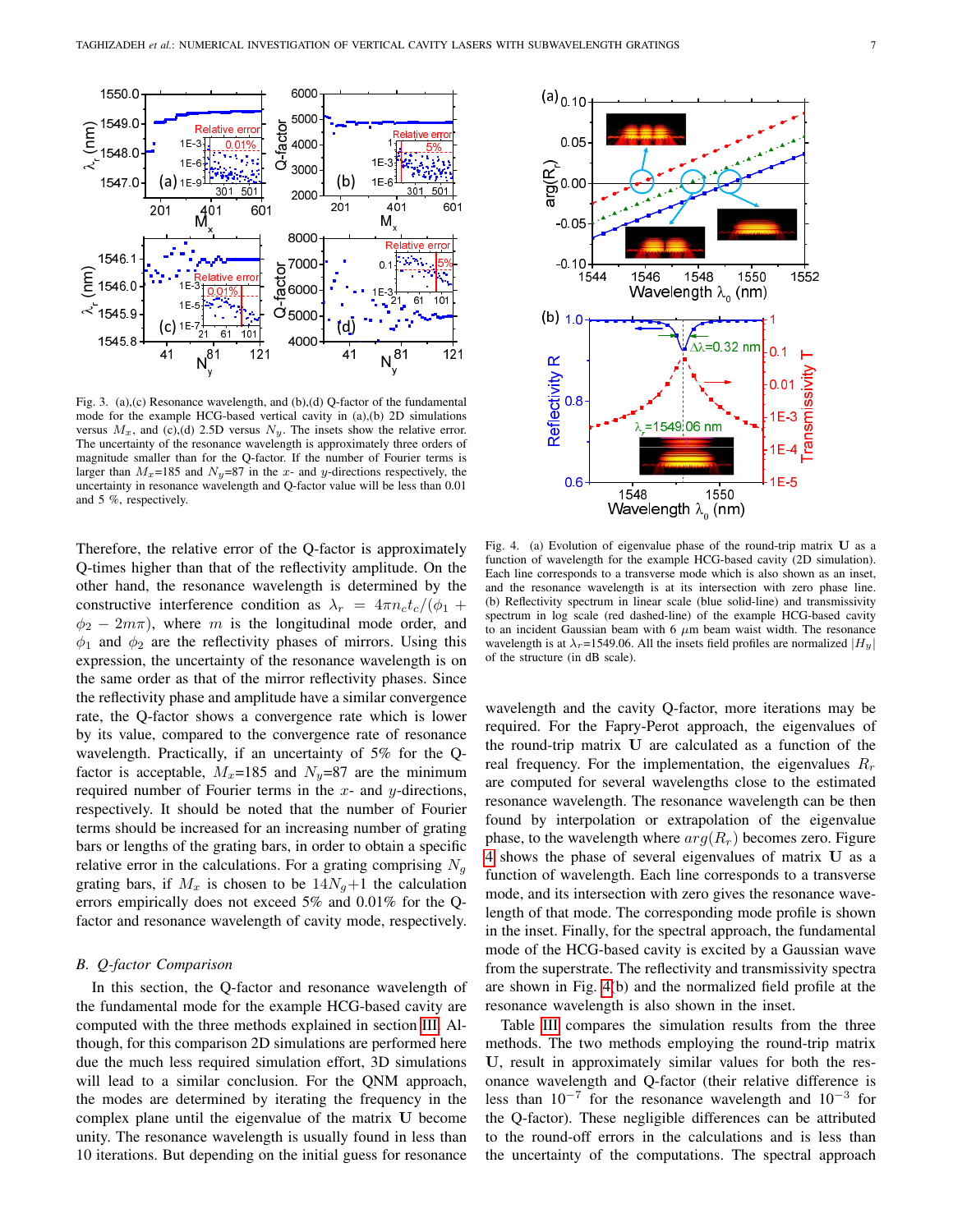Fig. 3. (a),(c) Resonance wavelength, and (b),(d) Q-factor of the fundamental mode for the example HCG-based vertical cavity in (a),(b) 2D simulations versus $M_x$, and (c),(d) 2.5D versus $N_y$. The insets show the relative error. The uncertainty of the resonance wavelength is approximately three orders of magnitude smaller than for the Q-factor. If the number of Fourier terms is larger than $M_x$=185 and $N_y$=87 in the $x$- and $y$-directions respectively, the uncertainty in resonance wavelength and Q-factor value will be less than 0.01 and 5 %, respectively.

Therefore, the relative error of the Q-factor is approximately Q-times higher than that of the reflectivity amplitude. On the other hand, the resonance wavelength is determined by the constructive interference condition as $\lambda_r = 4\pi n_c t_c/(\phi_1 + \phi_2 - 2m\pi)$, where $m$ is the longitudinal mode order, and $\phi_1$ and $\phi_2$ are the reflectivity phases of mirrors. Using this expression, the uncertainty of the resonance wavelength is on the same order as that of the mirror reflectivity phases. Since the reflectivity phase and amplitude have a similar convergence rate, the Q-factor shows a convergence rate which is lower by its value, compared to the convergence rate of resonance wavelength. Practically, if an uncertainty of 5% for the Q-factor is acceptable, $M_x$=185 and $N_y$=87 are the minimum required number of Fourier terms in the $x$- and $y$-directions, respectively. It should be noted that the number of Fourier terms should be increased for an increasing number of grating bars or lengths of the grating bars, in order to obtain a specific relative error in the calculations. For a grating comprising $N_g$ grating bars, if $M_x$ is chosen to be $14N_g$+1 the calculation errors empirically does not exceed 5% and 0.01% for the Q-factor and resonance wavelength of cavity mode, respectively.

### B. Q-factor Comparison

In this section, the Q-factor and resonance wavelength of the fundamental mode for the example HCG-based cavity are computed with the three methods explained in section III. Although, for this comparison 2D simulations are performed here due the much less required simulation effort, 3D simulations will lead to a similar conclusion. For the QNM approach, the modes are determined by iterating the frequency in the complex plane until the eigenvalue of the matrix $\mathbf{U}$ become unity. The resonance wavelength is usually found in less than 10 iterations. But depending on the initial guess for resonance wavelength and the cavity Q-factor, more iterations may be required. For the Fapry-Perot approach, the eigenvalues of the round-trip matrix $\mathbf{U}$ are calculated as a function of the real frequency. For the implementation, the eigenvalues $R_r$ are computed for several wavelengths close to the estimated resonance wavelength. The resonance wavelength can be then found by interpolation or extrapolation of the eigenvalue phase, to the wavelength where $arg(R_r)$ becomes zero. Figure 4 shows the phase of several eigenvalues of matrix $\mathbf{U}$ as a function of wavelength. Each line corresponds to a transverse mode, and its intersection with zero gives the resonance wavelength of that mode. The corresponding mode profile is shown in the inset. Finally, for the spectral approach, the fundamental mode of the HCG-based cavity is excited by a Gaussian wave from the superstrate. The reflectivity and transmissivity spectra are shown in Fig. 4(b) and the normalized field profile at the resonance wavelength is also shown in the inset.

Fig. 4. (a) Evolution of eigenvalue phase of the round-trip matrix $\mathbf{U}$ as a function of wavelength for the example HCG-based cavity (2D simulation). Each line corresponds to a transverse mode which is also shown as an inset, and the resonance wavelength is at its intersection with zero phase line. (b) Reflectivity spectrum in linear scale (blue solid-line) and transmissivity spectrum in log scale (red dashed-line) of the example HCG-based cavity to an incident Gaussian beam with 6 $\mu$m beam waist width. The resonance wavelength is at $\lambda_r$=1549.06. All the insets field profiles are normalized $|H_y|$ of the structure (in dB scale).

Table III compares the simulation results from the three methods. The two methods employing the round-trip matrix $\mathbf{U}$, result in approximately similar values for both the resonance wavelength and Q-factor (their relative difference is less than $10^{-7}$ for the resonance wavelength and $10^{-3}$ for the Q-factor). These negligible differences can be attributed to the round-off errors in the calculations and is less than the uncertainty of the computations. The spectral approach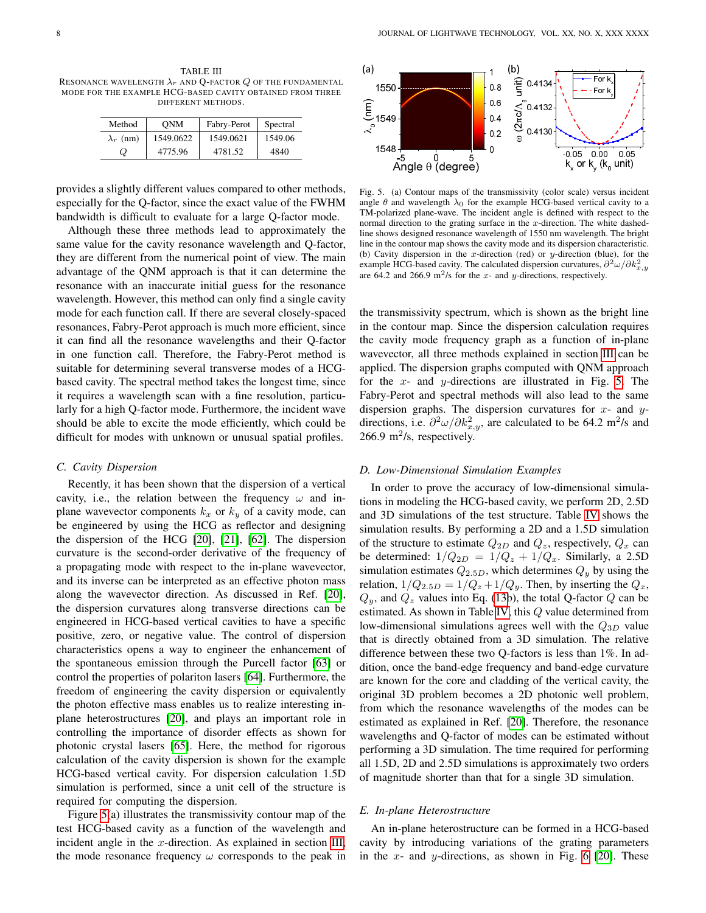TABLE III
RESONANCE WAVELENGTH $\lambda_r$ AND Q-FACTOR $Q$ OF THE FUNDAMENTAL MODE FOR THE EXAMPLE HCG-BASED CAVITY OBTAINED FROM THREE DIFFERENT METHODS.

| Method | QNM | Fabry-Perot | Spectral |
|---|---|---|---|
| $\lambda_r$ (nm) | 1549.0622 | 1549.0621 | 1549.06 |
| $Q$ | 4775.96 | 4781.52 | 4840 |

provides a slightly different values compared to other methods, especially for the Q-factor, since the exact value of the FWHM bandwidth is difficult to evaluate for a large Q-factor mode.

Although these three methods lead to approximately the same value for the cavity resonance wavelength and Q-factor, they are different from the numerical point of view. The main advantage of the QNM approach is that it can determine the resonance with an inaccurate initial guess for the resonance wavelength. However, this method can only find a single cavity mode for each function call. If there are several closely-spaced resonances, Fabry-Perot approach is much more efficient, since it can find all the resonance wavelengths and their Q-factor in one function call. Therefore, the Fabry-Perot method is suitable for determining several transverse modes of a HCG-based cavity. The spectral method takes the longest time, since it requires a wavelength scan with a fine resolution, particularly for a high Q-factor mode. Furthermore, the incident wave should be able to excite the mode efficiently, which could be difficult for modes with unknown or unusual spatial profiles.

### C. Cavity Dispersion

Recently, it has been shown that the dispersion of a vertical cavity, i.e., the relation between the frequency $\omega$ and in-plane wavevector components $k_x$ or $k_y$ of a cavity mode, can be engineered by using the HCG as reflector and designing the dispersion of the HCG [20], [21], [62]. The dispersion curvature is the second-order derivative of the frequency of a propagating mode with respect to the in-plane wavevector, and its inverse can be interpreted as an effective photon mass along the wavevector direction. As discussed in Ref. [20], the dispersion curvatures along transverse directions can be engineered in HCG-based vertical cavities to have a specific positive, zero, or negative value. The control of dispersion characteristics opens a way to engineer the enhancement of the spontaneous emission through the Purcell factor [63] or control the properties of polariton lasers [64]. Furthermore, the freedom of engineering the cavity dispersion or equivalently the photon effective mass enables us to realize interesting in-plane heterostructures [20], and plays an important role in controlling the importance of disorder effects as shown for photonic crystal lasers [65]. Here, the method for rigorous calculation of the cavity dispersion is shown for the example HCG-based vertical cavity. For dispersion calculation 1.5D simulation is performed, since a unit cell of the structure is required for computing the dispersion.

Figure 5(a) illustrates the transmissivity contour map of the test HCG-based cavity as a function of the wavelength and incident angle in the $x$-direction. As explained in section III, the mode resonance frequency $\omega$ corresponds to the peak in the transmissivity spectrum, which is shown as the bright line in the contour map. Since the dispersion calculation requires the cavity mode frequency graph as a function of in-plane wavevector, all three methods explained in section III can be applied. The dispersion graphs computed with QNM approach for the $x$- and $y$-directions are illustrated in Fig. 5. The Fabry-Perot and spectral methods will also lead to the same dispersion graphs. The dispersion curvatures for $x$- and $y$-directions, i.e. $\partial^2\omega/\partial k_{x,y}^2$, are calculated to be 64.2 m$^2$/s and 266.9 m$^2$/s, respectively.

Fig. 5. (a) Contour maps of the transmissivity (color scale) versus incident angle $\theta$ and wavelength $\lambda_0$ for the example HCG-based vertical cavity to a TM-polarized plane-wave. The incident angle is defined with respect to the normal direction to the grating surface in the $x$-direction. The white dashed-line shows designed resonance wavelength of 1550 nm wavelength. The bright line in the contour map shows the cavity mode and its dispersion characteristic. (b) Cavity dispersion in the $x$-direction (red) or $y$-direction (blue), for the example HCG-based cavity. The calculated dispersion curvatures, $\partial^2\omega/\partial k_{x,y}^2$ are 64.2 and 266.9 m$^2$/s for the $x$- and $y$-directions, respectively.

### D. Low-Dimensional Simulation Examples

In order to prove the accuracy of low-dimensional simulations in modeling the HCG-based cavity, we perform 2D, 2.5D and 3D simulations of the test structure. Table IV shows the simulation results. By performing a 2D and a 1.5D simulation of the structure to estimate $Q_{2D}$ and $Q_z$, respectively, $Q_x$ can be determined: $1/Q_{2D} = 1/Q_z + 1/Q_x$. Similarly, a 2.5D simulation estimates $Q_{2.5D}$, which determines $Q_y$ by using the relation, $1/Q_{2.5D} = 1/Q_z + 1/Q_y$. Then, by inserting the $Q_x$, $Q_y$, and $Q_z$ values into Eq. (13b), the total Q-factor $Q$ can be estimated. As shown in Table IV, this $Q$ value determined from low-dimensional simulations agrees well with the $Q_{3D}$ value that is directly obtained from a 3D simulation. The relative difference between these two Q-factors is less than 1%. In addition, since the band-edge frequency and band-edge curvature are known for the core and cladding of the vertical cavity, the original 3D problem becomes a 2D photonic well problem, from which the resonance wavelengths of the modes can be estimated as explained in Ref. [20]. Therefore, the resonance wavelengths and Q-factor of modes can be estimated without performing a 3D simulation. The time required for performing all 1.5D, 2D and 2.5D simulations is approximately two orders of magnitude shorter than that for a single 3D simulation.

### E. In-plane Heterostructure

An in-plane heterostructure can be formed in a HCG-based cavity by introducing variations of the grating parameters in the $x$- and $y$-directions, as shown in Fig. 6 [20]. These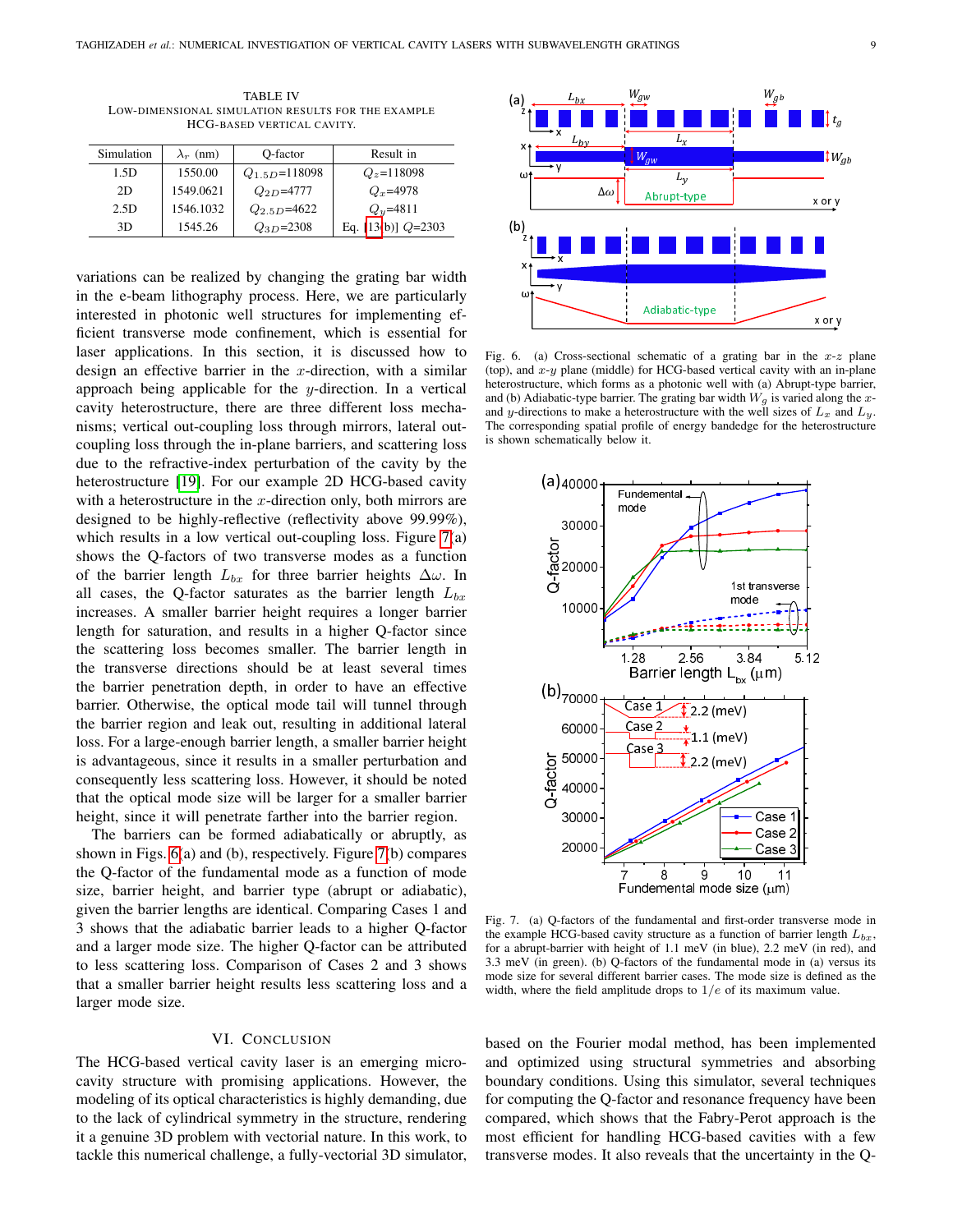TABLE IV

LOW-DIMENSIONAL SIMULATION RESULTS FOR THE EXAMPLE HCG-BASED VERTICAL CAVITY.

| Simulation | $\lambda_r$ (nm) | Q-factor | Result in |
|---|---|---|---|
| 1.5D | 1550.00 | $Q_{1.5D}$=118098 | $Q_z$=118098 |
| 2D | 1549.0621 | $Q_{2D}$=4777 | $Q_x$=4978 |
| 2.5D | 1546.1032 | $Q_{2.5D}$=4622 | $Q_y$=4811 |
| 3D | 1545.26 | $Q_{3D}$=2308 | Eq. [13(b)] $Q$=2303 |

variations can be realized by changing the grating bar width in the e-beam lithography process. Here, we are particularly interested in photonic well structures for implementing efficient transverse mode confinement, which is essential for laser applications. In this section, it is discussed how to design an effective barrier in the $x$-direction, with a similar approach being applicable for the $y$-direction. In a vertical cavity heterostructure, there are three different loss mechanisms; vertical out-coupling loss through mirrors, lateral out-coupling loss through the in-plane barriers, and scattering loss due to the refractive-index perturbation of the cavity by the heterostructure [19]. For our example 2D HCG-based cavity with a heterostructure in the $x$-direction only, both mirrors are designed to be highly-reflective (reflectivity above 99.99%), which results in a low vertical out-coupling loss. Figure 7(a) shows the Q-factors of two transverse modes as a function of the barrier length $L_{bx}$ for three barrier heights $\Delta\omega$. In all cases, the Q-factor saturates as the barrier length $L_{bx}$ increases. A smaller barrier height requires a longer barrier length for saturation, and results in a higher Q-factor since the scattering loss becomes smaller. The barrier length in the transverse directions should be at least several times the barrier penetration depth, in order to have an effective barrier. Otherwise, the optical mode tail will tunnel through the barrier region and leak out, resulting in additional lateral loss. For a large-enough barrier length, a smaller barrier height is advantageous, since it results in a smaller perturbation and consequently less scattering loss. However, it should be noted that the optical mode size will be larger for a smaller barrier height, since it will penetrate farther into the barrier region.

The barriers can be formed adiabatically or abruptly, as shown in Figs. 6(a) and (b), respectively. Figure 7(b) compares the Q-factor of the fundamental mode as a function of mode size, barrier height, and barrier type (abrupt or adiabatic), given the barrier lengths are identical. Comparing Cases 1 and 3 shows that the adiabatic barrier leads to a higher Q-factor and a larger mode size. The higher Q-factor can be attributed to less scattering loss. Comparison of Cases 2 and 3 shows that a smaller barrier height results less scattering loss and a larger mode size.

Fig. 6. (a) Cross-sectional schematic of a grating bar in the $x$-$z$ plane (top), and $x$-$y$ plane (middle) for HCG-based vertical cavity with an in-plane heterostructure, which forms as a photonic well with (a) Abrupt-type barrier, and (b) Adiabatic-type barrier. The grating bar width $W_g$ is varied along the $x$- and $y$-directions to make a heterostructure with the well sizes of $L_x$ and $L_y$. The corresponding spatial profile of energy bandedge for the heterostructure is shown schematically below it.

Fig. 7. (a) Q-factors of the fundamental and first-order transverse mode in the example HCG-based cavity structure as a function of barrier length $L_{bx}$, for a abrupt-barrier with height of 1.1 meV (in blue), 2.2 meV (in red), and 3.3 meV (in green). (b) Q-factors of the fundamental mode in (a) versus its mode size for several different barrier cases. The mode size is defined as the width, where the field amplitude drops to $1/e$ of its maximum value.

## VI. CONCLUSION

The HCG-based vertical cavity laser is an emerging micro-cavity structure with promising applications. However, the modeling of its optical characteristics is highly demanding, due to the lack of cylindrical symmetry in the structure, rendering it a genuine 3D problem with vectorial nature. In this work, to tackle this numerical challenge, a fully-vectorial 3D simulator, based on the Fourier modal method, has been implemented and optimized using structural symmetries and absorbing boundary conditions. Using this simulator, several techniques for computing the Q-factor and resonance frequency have been compared, which shows that the Fabry-Perot approach is the most efficient for handling HCG-based cavities with a few transverse modes. It also reveals that the uncertainty in the Q-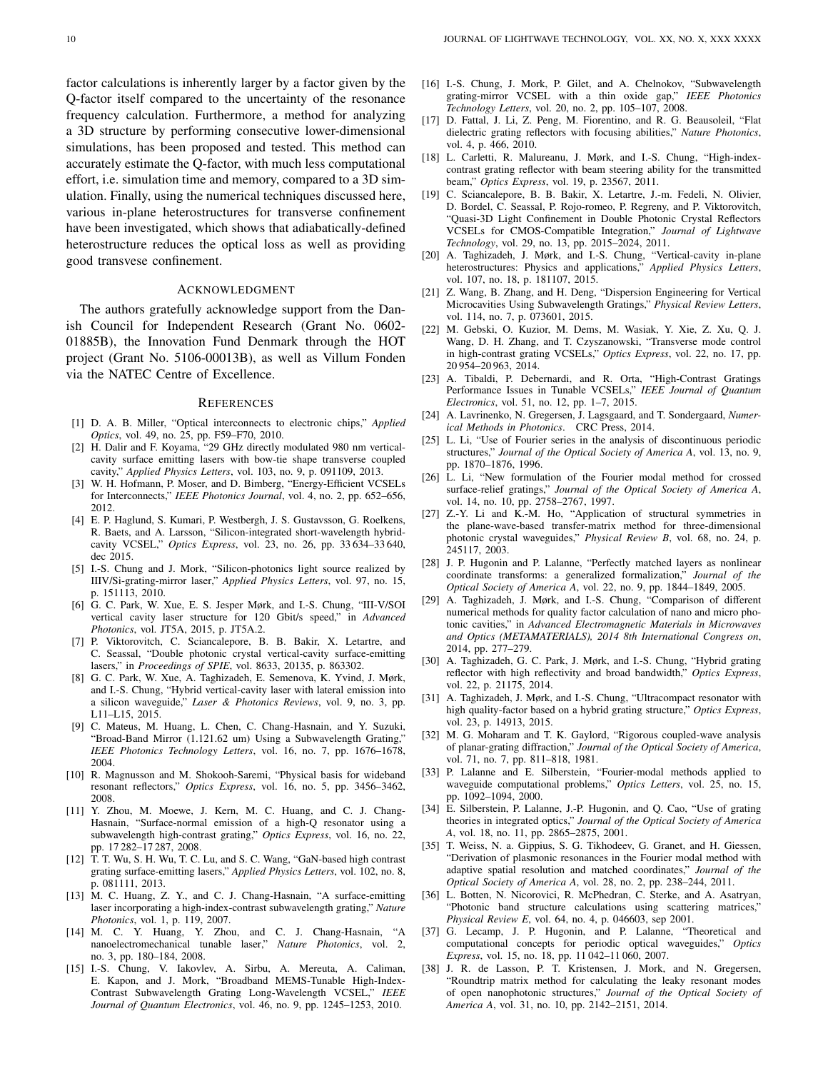factor calculations is inherently larger by a factor given by the Q-factor itself compared to the uncertainty of the resonance frequency calculation. Furthermore, a method for analyzing a 3D structure by performing consecutive lower-dimensional simulations, has been proposed and tested. This method can accurately estimate the Q-factor, with much less computational effort, i.e. simulation time and memory, compared to a 3D simulation. Finally, using the numerical techniques discussed here, various in-plane heterostructures for transverse confinement have been investigated, which shows that adiabatically-defined heterostructure reduces the optical loss as well as providing good transvese confinement.

## Acknowledgment

The authors gratefully acknowledge support from the Danish Council for Independent Research (Grant No. 0602-01885B), the Innovation Fund Denmark through the HOT project (Grant No. 5106-00013B), as well as Villum Fonden via the NATEC Centre of Excellence.

## References

[1] D. A. B. Miller, "Optical interconnects to electronic chips," *Applied Optics*, vol. 49, no. 25, pp. F59–F70, 2010.

[2] H. Dalir and F. Koyama, "29 GHz directly modulated 980 nm vertical-cavity surface emitting lasers with bow-tie shape transverse coupled cavity," *Applied Physics Letters*, vol. 103, no. 9, p. 091109, 2013.

[3] W. H. Hofmann, P. Moser, and D. Bimberg, "Energy-Efficient VCSELs for Interconnects," *IEEE Photonics Journal*, vol. 4, no. 2, pp. 652–656, 2012.

[4] E. P. Haglund, S. Kumari, P. Westbergh, J. S. Gustavsson, G. Roelkens, R. Baets, and A. Larsson, "Silicon-integrated short-wavelength hybrid-cavity VCSEL," *Optics Express*, vol. 23, no. 26, pp. 33 634–33 640, dec 2015.

[5] I.-S. Chung and J. Mork, "Silicon-photonics light source realized by IIIV/Si-grating-mirror laser," *Applied Physics Letters*, vol. 97, no. 15, p. 151113, 2010.

[6] G. C. Park, W. Xue, E. S. Jesper Mørk, and I.-S. Chung, "III-V/SOI vertical cavity laser structure for 120 Gbit/s speed," in *Advanced Photonics*, vol. JT5A, 2015, p. JT5A.2.

[7] P. Viktorovitch, C. Sciancalepore, B. B. Bakir, X. Letartre, and C. Seassal, "Double photonic crystal vertical-cavity surface-emitting lasers," in *Proceedings of SPIE*, vol. 8633, 20135, p. 863302.

[8] G. C. Park, W. Xue, A. Taghizadeh, E. Semenova, K. Yvind, J. Mørk, and I.-S. Chung, "Hybrid vertical-cavity laser with lateral emission into a silicon waveguide," *Laser & Photonics Reviews*, vol. 9, no. 3, pp. L11–L15, 2015.

[9] C. Mateus, M. Huang, L. Chen, C. Chang-Hasnain, and Y. Suzuki, "Broad-Band Mirror (1.121.62 um) Using a Subwavelength Grating," *IEEE Photonics Technology Letters*, vol. 16, no. 7, pp. 1676–1678, 2004.

[10] R. Magnusson and M. Shokooh-Saremi, "Physical basis for wideband resonant reflectors," *Optics Express*, vol. 16, no. 5, pp. 3456–3462, 2008.

[11] Y. Zhou, M. Moewe, J. Kern, M. C. Huang, and C. J. Chang-Hasnain, "Surface-normal emission of a high-Q resonator using a subwavelength high-contrast grating," *Optics Express*, vol. 16, no. 22, pp. 17 282–17 287, 2008.

[12] T. T. Wu, S. H. Wu, T. C. Lu, and S. C. Wang, "GaN-based high contrast grating surface-emitting lasers," *Applied Physics Letters*, vol. 102, no. 8, p. 081111, 2013.

[13] M. C. Huang, Z. Y., and C. J. Chang-Hasnain, "A surface-emitting laser incorporating a high-index-contrast subwavelength grating," *Nature Photonics*, vol. 1, p. 119, 2007.

[14] M. C. Y. Huang, Y. Zhou, and C. J. Chang-Hasnain, "A nanoelectromechanical tunable laser," *Nature Photonics*, vol. 2, no. 3, pp. 180–184, 2008.

[15] I.-S. Chung, V. Iakovlev, A. Sirbu, A. Mereuta, A. Caliman, E. Kapon, and J. Mork, "Broadband MEMS-Tunable High-Index-Contrast Subwavelength Grating Long-Wavelength VCSEL," *IEEE Journal of Quantum Electronics*, vol. 46, no. 9, pp. 1245–1253, 2010.

[16] I.-S. Chung, J. Mork, P. Gilet, and A. Chelnokov, "Subwavelength grating-mirror VCSEL with a thin oxide gap," *IEEE Photonics Technology Letters*, vol. 20, no. 2, pp. 105–107, 2008.

[17] D. Fattal, J. Li, Z. Peng, M. Fiorentino, and R. G. Beausoleil, "Flat dielectric grating reflectors with focusing abilities," *Nature Photonics*, vol. 4, p. 466, 2010.

[18] L. Carletti, R. Malureanu, J. Mørk, and I.-S. Chung, "High-index-contrast grating reflector with beam steering ability for the transmitted beam," *Optics Express*, vol. 19, p. 23567, 2011.

[19] C. Sciancalepore, B. B. Bakir, X. Letartre, J.-m. Fedeli, N. Olivier, D. Bordel, C. Seassal, P. Rojo-romeo, P. Regreny, and P. Viktorovitch, "Quasi-3D Light Confinement in Double Photonic Crystal Reflectors VCSELs for CMOS-Compatible Integration," *Journal of Lightwave Technology*, vol. 29, no. 13, pp. 2015–2024, 2011.

[20] A. Taghizadeh, J. Mørk, and I.-S. Chung, "Vertical-cavity in-plane heterostructures: Physics and applications," *Applied Physics Letters*, vol. 107, no. 18, p. 181107, 2015.

[21] Z. Wang, B. Zhang, and H. Deng, "Dispersion Engineering for Vertical Microcavities Using Subwavelength Gratings," *Physical Review Letters*, vol. 114, no. 7, p. 073601, 2015.

[22] M. Gebski, O. Kuzior, M. Dems, M. Wasiak, Y. Xie, Z. Xu, Q. J. Wang, D. H. Zhang, and T. Czyszanowski, "Transverse mode control in high-contrast grating VCSELs," *Optics Express*, vol. 22, no. 17, pp. 20 954–20 963, 2014.

[23] A. Tibaldi, P. Debernardi, and R. Orta, "High-Contrast Gratings Performance Issues in Tunable VCSELs," *IEEE Journal of Quantum Electronics*, vol. 51, no. 12, pp. 1–7, 2015.

[24] A. Lavrinenko, N. Gregersen, J. Lagsgaard, and T. Sondergaard, *Numerical Methods in Photonics*. CRC Press, 2014.

[25] L. Li, "Use of Fourier series in the analysis of discontinuous periodic structures," *Journal of the Optical Society of America A*, vol. 13, no. 9, pp. 1870–1876, 1996.

[26] L. Li, "New formulation of the Fourier modal method for crossed surface-relief gratings," *Journal of the Optical Society of America A*, vol. 14, no. 10, pp. 2758–2767, 1997.

[27] Z.-Y. Li and K.-M. Ho, "Application of structural symmetries in the plane-wave-based transfer-matrix method for three-dimensional photonic crystal waveguides," *Physical Review B*, vol. 68, no. 24, p. 245117, 2003.

[28] J. P. Hugonin and P. Lalanne, "Perfectly matched layers as nonlinear coordinate transforms: a generalized formalization," *Journal of the Optical Society of America A*, vol. 22, no. 9, pp. 1844–1849, 2005.

[29] A. Taghizadeh, J. Mørk, and I.-S. Chung, "Comparison of different numerical methods for quality factor calculation of nano and micro photonic cavities," in *Advanced Electromagnetic Materials in Microwaves and Optics (METAMATERIALS), 2014 8th International Congress on*, 2014, pp. 277–279.

[30] A. Taghizadeh, G. C. Park, J. Mørk, and I.-S. Chung, "Hybrid grating reflector with high reflectivity and broad bandwidth," *Optics Express*, vol. 22, p. 21175, 2014.

[31] A. Taghizadeh, J. Mørk, and I.-S. Chung, "Ultracompact resonator with high quality-factor based on a hybrid grating structure," *Optics Express*, vol. 23, p. 14913, 2015.

[32] M. G. Moharam and T. K. Gaylord, "Rigorous coupled-wave analysis of planar-grating diffraction," *Journal of the Optical Society of America*, vol. 71, no. 7, pp. 811–818, 1981.

[33] P. Lalanne and E. Silberstein, "Fourier-modal methods applied to waveguide computational problems," *Optics Letters*, vol. 25, no. 15, pp. 1092–1094, 2000.

[34] E. Silberstein, P. Lalanne, J.-P. Hugonin, and Q. Cao, "Use of grating theories in integrated optics," *Journal of the Optical Society of America A*, vol. 18, no. 11, pp. 2865–2875, 2001.

[35] T. Weiss, N. a. Gippius, S. G. Tikhodeev, G. Granet, and H. Giessen, "Derivation of plasmonic resonances in the Fourier modal method with adaptive spatial resolution and matched coordinates," *Journal of the Optical Society of America A*, vol. 28, no. 2, pp. 238–244, 2011.

[36] L. Botten, N. Nicorovici, R. McPhedran, C. Sterke, and A. Asatryan, "Photonic band structure calculations using scattering matrices," *Physical Review E*, vol. 64, no. 4, p. 046603, sep 2001.

[37] G. Lecamp, J. P. Hugonin, and P. Lalanne, "Theoretical and computational concepts for periodic optical waveguides," *Optics Express*, vol. 15, no. 18, pp. 11 042–11 060, 2007.

[38] J. R. de Lasson, P. T. Kristensen, J. Mork, and N. Gregersen, "Roundtrip matrix method for calculating the leaky resonant modes of open nanophotonic structures," *Journal of the Optical Society of America A*, vol. 31, no. 10, pp. 2142–2151, 2014.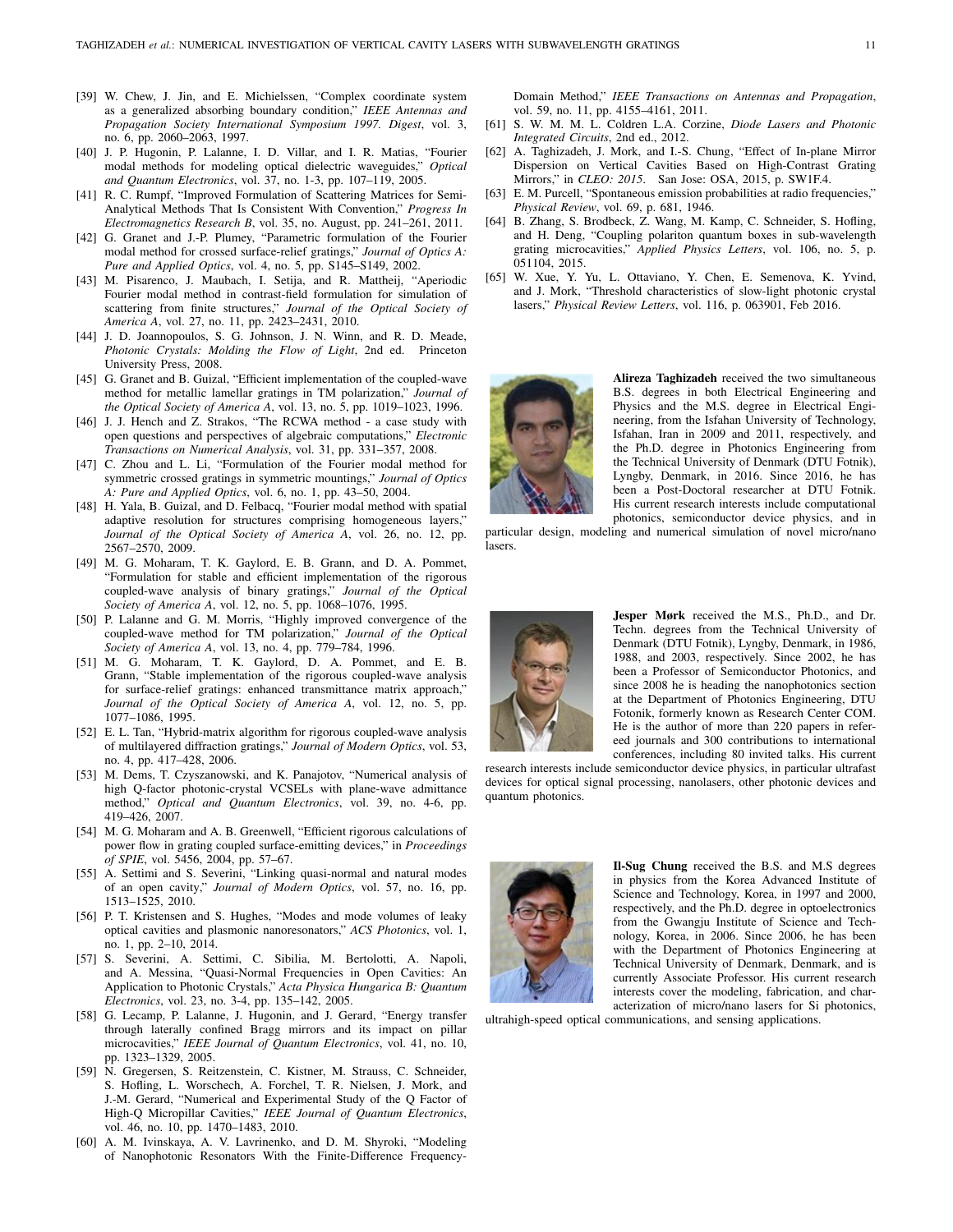[39] W. Chew, J. Jin, and E. Michielssen, "Complex coordinate system as a generalized absorbing boundary condition," *IEEE Antennas and Propagation Society International Symposium 1997. Digest*, vol. 3, no. 6, pp. 2060–2063, 1997.

[40] J. P. Hugonin, P. Lalanne, I. D. Villar, and I. R. Matias, "Fourier modal methods for modeling optical dielectric waveguides," *Optical and Quantum Electronics*, vol. 37, no. 1-3, pp. 107–119, 2005.

[41] R. C. Rumpf, "Improved Formulation of Scattering Matrices for Semi-Analytical Methods That Is Consistent With Convention," *Progress In Electromagnetics Research B*, vol. 35, no. August, pp. 241–261, 2011.

[42] G. Granet and J.-P. Plumey, "Parametric formulation of the Fourier modal method for crossed surface-relief gratings," *Journal of Optics A: Pure and Applied Optics*, vol. 4, no. 5, pp. S145–S149, 2002.

[43] M. Pisarenco, J. Maubach, I. Setija, and R. Mattheij, "Aperiodic Fourier modal method in contrast-field formulation for simulation of scattering from finite structures," *Journal of the Optical Society of America A*, vol. 27, no. 11, pp. 2423–2431, 2010.

[44] J. D. Joannopoulos, S. G. Johnson, J. N. Winn, and R. D. Meade, *Photonic Crystals: Molding the Flow of Light*, 2nd ed. Princeton University Press, 2008.

[45] G. Granet and B. Guizal, "Efficient implementation of the coupled-wave method for metallic lamellar gratings in TM polarization," *Journal of the Optical Society of America A*, vol. 13, no. 5, pp. 1019–1023, 1996.

[46] J. J. Hench and Z. Strakos, "The RCWA method - a case study with open questions and perspectives of algebraic computations," *Electronic Transactions on Numerical Analysis*, vol. 31, pp. 331–357, 2008.

[47] C. Zhou and L. Li, "Formulation of the Fourier modal method for symmetric crossed gratings in symmetric mountings," *Journal of Optics A: Pure and Applied Optics*, vol. 6, no. 1, pp. 43–50, 2004.

[48] H. Yala, B. Guizal, and D. Felbacq, "Fourier modal method with spatial adaptive resolution for structures comprising homogeneous layers," *Journal of the Optical Society of America A*, vol. 26, no. 12, pp. 2567–2570, 2009.

[49] M. G. Moharam, T. K. Gaylord, E. B. Grann, and D. A. Pommet, "Formulation for stable and efficient implementation of the rigorous coupled-wave analysis of binary gratings," *Journal of the Optical Society of America A*, vol. 12, no. 5, pp. 1068–1076, 1995.

[50] P. Lalanne and G. M. Morris, "Highly improved convergence of the coupled-wave method for TM polarization," *Journal of the Optical Society of America A*, vol. 13, no. 4, pp. 779–784, 1996.

[51] M. G. Moharam, T. K. Gaylord, D. A. Pommet, and E. B. Grann, "Stable implementation of the rigorous coupled-wave analysis for surface-relief gratings: enhanced transmittance matrix approach," *Journal of the Optical Society of America A*, vol. 12, no. 5, pp. 1077–1086, 1995.

[52] E. L. Tan, "Hybrid-matrix algorithm for rigorous coupled-wave analysis of multilayered diffraction gratings," *Journal of Modern Optics*, vol. 53, no. 4, pp. 417–428, 2006.

[53] M. Dems, T. Czyszanowski, and K. Panajotov, "Numerical analysis of high Q-factor photonic-crystal VCSELs with plane-wave admittance method," *Optical and Quantum Electronics*, vol. 39, no. 4-6, pp. 419–426, 2007.

[54] M. G. Moharam and A. B. Greenwell, "Efficient rigorous calculations of power flow in grating coupled surface-emitting devices," in *Proceedings of SPIE*, vol. 5456, 2004, pp. 57–67.

[55] A. Settimi and S. Severini, "Linking quasi-normal and natural modes of an open cavity," *Journal of Modern Optics*, vol. 57, no. 16, pp. 1513–1525, 2010.

[56] P. T. Kristensen and S. Hughes, "Modes and mode volumes of leaky optical cavities and plasmonic nanoresonators," *ACS Photonics*, vol. 1, no. 1, pp. 2–10, 2014.

[57] S. Severini, A. Settimi, C. Sibilia, M. Bertolotti, A. Napoli, and A. Messina, "Quasi-Normal Frequencies in Open Cavities: An Application to Photonic Crystals," *Acta Physica Hungarica B: Quantum Electronics*, vol. 23, no. 3-4, pp. 135–142, 2005.

[58] G. Lecamp, P. Lalanne, J. Hugonin, and J. Gerard, "Energy transfer through laterally confined Bragg mirrors and its impact on pillar microcavities," *IEEE Journal of Quantum Electronics*, vol. 41, no. 10, pp. 1323–1329, 2005.

[59] N. Gregersen, S. Reitzenstein, C. Kistner, M. Strauss, C. Schneider, S. Hofling, L. Worschech, A. Forchel, T. R. Nielsen, J. Mork, and J.-M. Gerard, "Numerical and Experimental Study of the Q Factor of High-Q Micropillar Cavities," *IEEE Journal of Quantum Electronics*, vol. 46, no. 10, pp. 1470–1483, 2010.

[60] A. M. Ivinskaya, A. V. Lavrinenko, and D. M. Shyroki, "Modeling of Nanophotonic Resonators With the Finite-Difference Frequency-Domain Method," *IEEE Transactions on Antennas and Propagation*, vol. 59, no. 11, pp. 4155–4161, 2011.

[61] S. W. M. M. L. Coldren L.A. Corzine, *Diode Lasers and Photonic Integrated Circuits*, 2nd ed., 2012.

[62] A. Taghizadeh, J. Mork, and I.-S. Chung, "Effect of In-plane Mirror Dispersion on Vertical Cavities Based on High-Contrast Grating Mirrors," in *CLEO: 2015*. San Jose: OSA, 2015, p. SW1F.4.

[63] E. M. Purcell, "Spontaneous emission probabilities at radio frequencies," *Physical Review*, vol. 69, p. 681, 1946.

[64] B. Zhang, S. Brodbeck, Z. Wang, M. Kamp, C. Schneider, S. Hofling, and H. Deng, "Coupling polariton quantum boxes in sub-wavelength grating microcavities," *Applied Physics Letters*, vol. 106, no. 5, p. 051104, 2015.

[65] W. Xue, Y. Yu, L. Ottaviano, Y. Chen, E. Semenova, K. Yvind, and J. Mork, "Threshold characteristics of slow-light photonic crystal lasers," *Physical Review Letters*, vol. 116, p. 063901, Feb 2016.

**Alireza Taghizadeh** received the two simultaneous B.S. degrees in both Electrical Engineering and Physics and the M.S. degree in Electrical Engineering, from the Isfahan University of Technology, Isfahan, Iran in 2009 and 2011, respectively, and the Ph.D. degree in Photonics Engineering from the Technical University of Denmark (DTU Fotnik), Lyngby, Denmark, in 2016. Since 2016, he has been a Post-Doctoral researcher at DTU Fotnik. His current research interests include computational photonics, semiconductor device physics, and in particular design, modeling and numerical simulation of novel micro/nano lasers.

**Jesper Mørk** received the M.S., Ph.D., and Dr. Techn. degrees from the Technical University of Denmark (DTU Fotnik), Lyngby, Denmark, in 1986, 1988, and 2003, respectively. Since 2002, he has been a Professor of Semiconductor Photonics, and since 2008 he is heading the nanophotonics section at the Department of Photonics Engineering, DTU Fotonik, formerly known as Research Center COM. He is the author of more than 220 papers in refereed journals and 300 contributions to international conferences, including 80 invited talks. His current research interests include semiconductor device physics, in particular ultrafast devices for optical signal processing, nanolasers, other photonic devices and quantum photonics.

**Il-Sug Chung** received the B.S. and M.S degrees in physics from the Korea Advanced Institute of Science and Technology, Korea, in 1997 and 2000, respectively, and the Ph.D. degree in optoelectronics from the Gwangju Institute of Science and Technology, Korea, in 2006. Since 2006, he has been with the Department of Photonics Engineering at Technical University of Denmark, Denmark, and is currently Associate Professor. His current research interests cover the modeling, fabrication, and characterization of micro/nano lasers for Si photonics, ultrahigh-speed optical communications, and sensing applications.